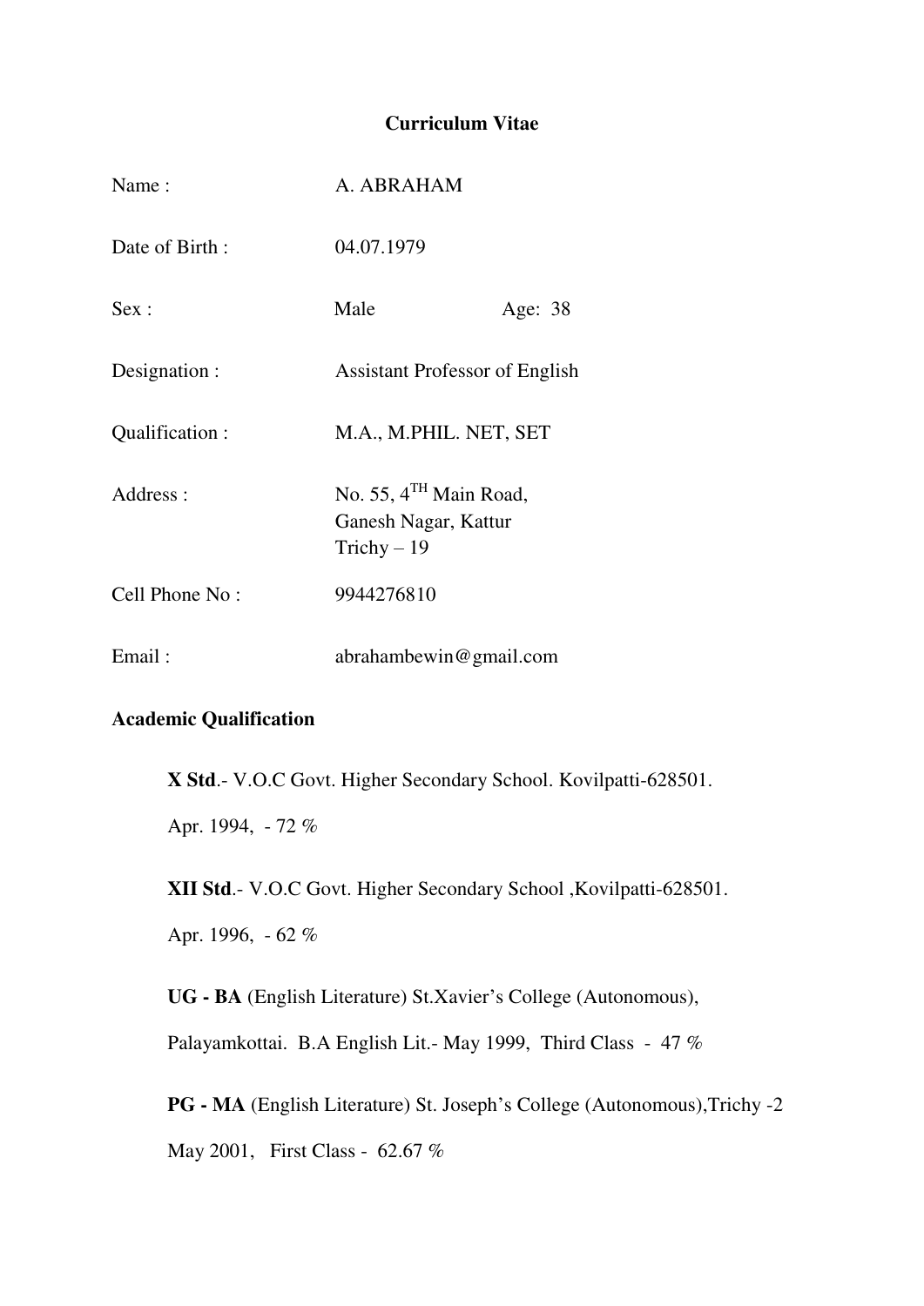# Curriculum Vitae

| | | |
|---|---|---|
| Name : | A. ABRAHAM | |
| Date of Birth : | 04.07.1979 | |
| Sex : | Male | Age: 38 |
| Designation : | Assistant Professor of English | |
| Qualification : | M.A., M.PHIL. NET, SET | |
| Address : | No. 55, 4$^{TH}$ Main Road, Ganesh Nagar, Kattur Trichy – 19 | |
| Cell Phone No : | 9944276810 | |
| Email : | abrahambewin@gmail.com | |

## Academic Qualification

**X Std**.- V.O.C Govt. Higher Secondary School. Kovilpatti-628501.

Apr. 1994, - 72 %

**XII Std**.- V.O.C Govt. Higher Secondary School ,Kovilpatti-628501.

Apr. 1996, - 62 %

**UG - BA** (English Literature) St.Xavier's College (Autonomous),

Palayamkottai. B.A English Lit.- May 1999, Third Class - 47 %

**PG - MA** (English Literature) St. Joseph's College (Autonomous),Trichy -2

May 2001, First Class - 62.67 %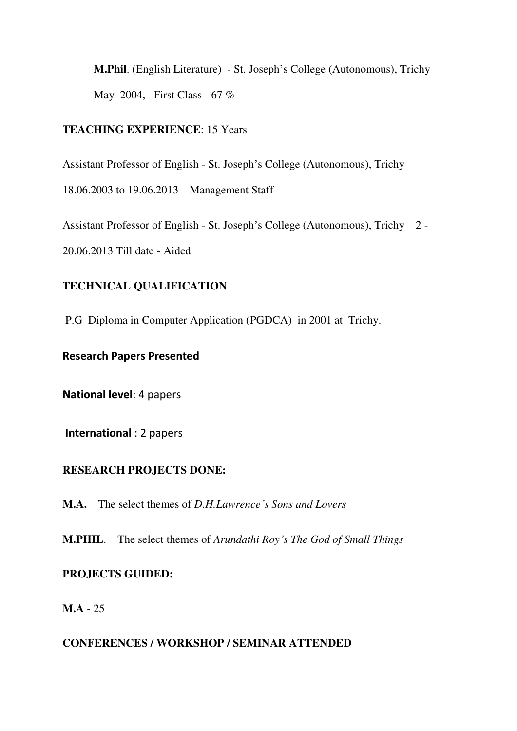**M.Phil**. (English Literature) - St. Joseph's College (Autonomous), Trichy

May 2004, First Class - 67 %

**TEACHING EXPERIENCE**: 15 Years

Assistant Professor of English - St. Joseph's College (Autonomous), Trichy

18.06.2003 to 19.06.2013 – Management Staff

Assistant Professor of English - St. Joseph's College (Autonomous), Trichy – 2 -

20.06.2013 Till date - Aided

**TECHNICAL QUALIFICATION**

P.G Diploma in Computer Application (PGDCA) in 2001 at Trichy.

**Research Papers Presented**

**National level**: 4 papers

**International** : 2 papers

**RESEARCH PROJECTS DONE:**

**M.A.** – The select themes of *D.H.Lawrence's Sons and Lovers*

**M.PHIL**. – The select themes of *Arundathi Roy's The God of Small Things*

**PROJECTS GUIDED:**

**M.A** - 25

**CONFERENCES / WORKSHOP / SEMINAR ATTENDED**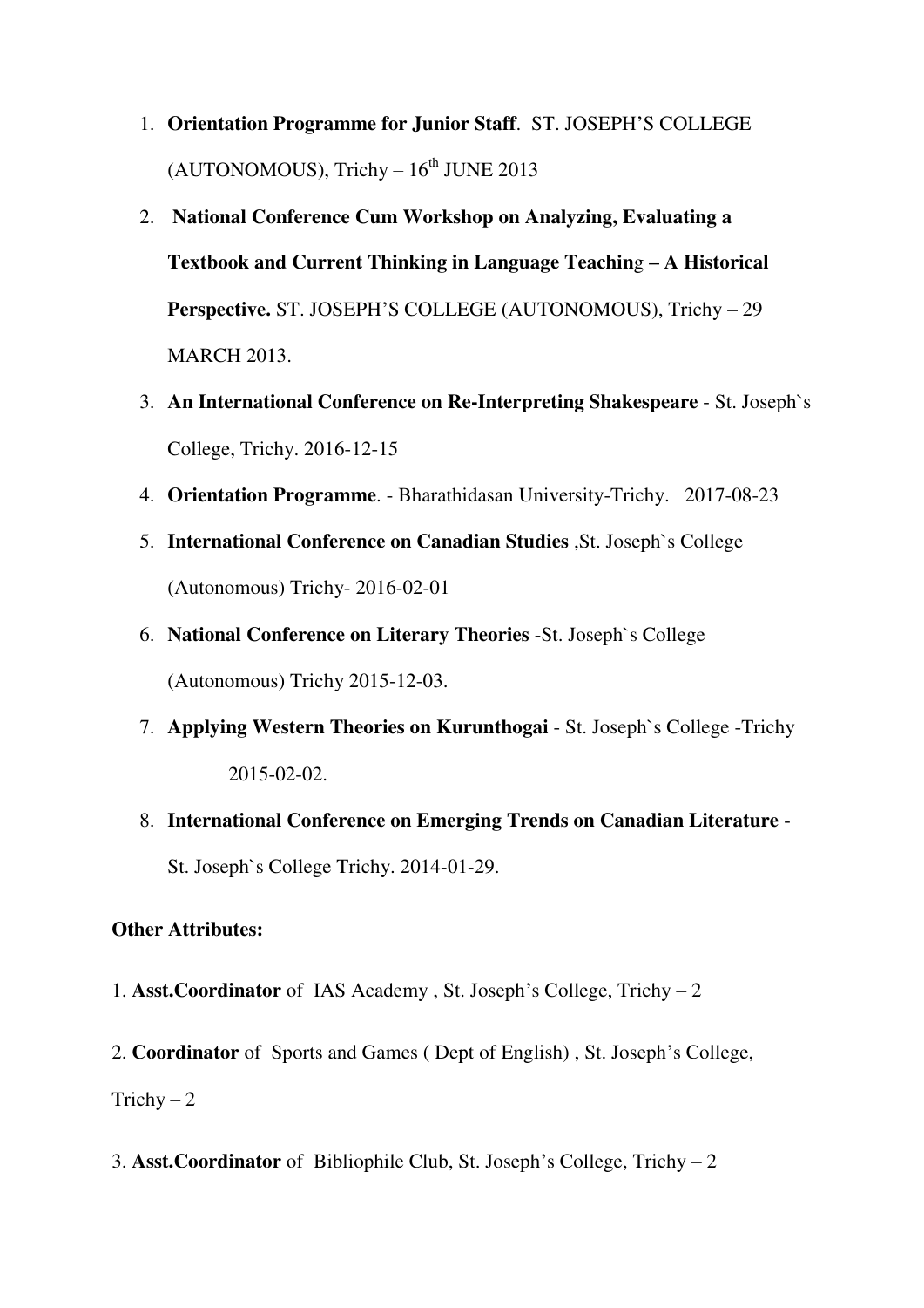1. **Orientation Programme for Junior Staff**. ST. JOSEPH'S COLLEGE (AUTONOMOUS), Trichy – 16th JUNE 2013
2. **National Conference Cum Workshop on Analyzing, Evaluating a Textbook and Current Thinking in Language Teaching – A Historical Perspective.** ST. JOSEPH'S COLLEGE (AUTONOMOUS), Trichy – 29 MARCH 2013.
3. **An International Conference on Re-Interpreting Shakespeare** - St. Joseph`s College, Trichy. 2016-12-15
4. **Orientation Programme**. - Bharathidasan University-Trichy. 2017-08-23
5. **International Conference on Canadian Studies** ,St. Joseph`s College (Autonomous) Trichy- 2016-02-01
6. **National Conference on Literary Theories** -St. Joseph`s College (Autonomous) Trichy 2015-12-03.
7. **Applying Western Theories on Kurunthogai** - St. Joseph`s College -Trichy 2015-02-02.
8. **International Conference on Emerging Trends on Canadian Literature** - St. Joseph`s College Trichy. 2014-01-29.

**Other Attributes:**

1. **Asst.Coordinator** of IAS Academy , St. Joseph's College, Trichy – 2
2. **Coordinator** of Sports and Games ( Dept of English) , St. Joseph's College, Trichy – 2
3. **Asst.Coordinator** of Bibliophile Club, St. Joseph's College, Trichy – 2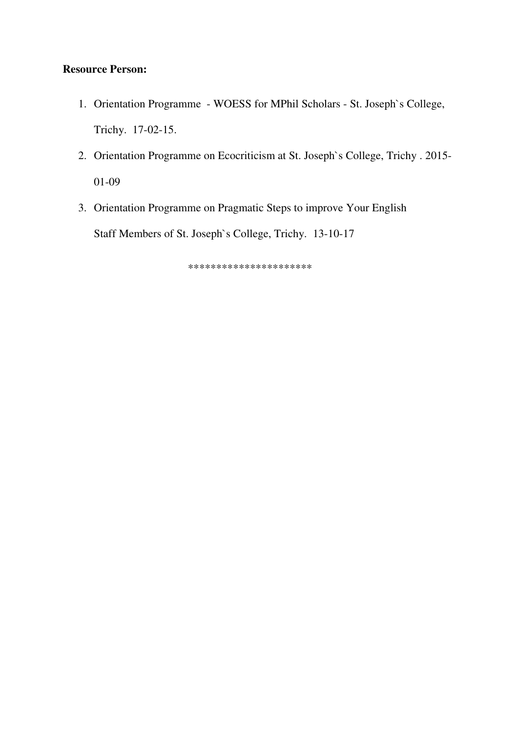**Resource Person:**

1. Orientation Programme - WOESS for MPhil Scholars - St. Joseph`s College, Trichy. 17-02-15.
2. Orientation Programme on Ecocriticism at St. Joseph`s College, Trichy . 2015-01-09
3. Orientation Programme on Pragmatic Steps to improve Your English Staff Members of St. Joseph`s College, Trichy. 13-10-17

*********************